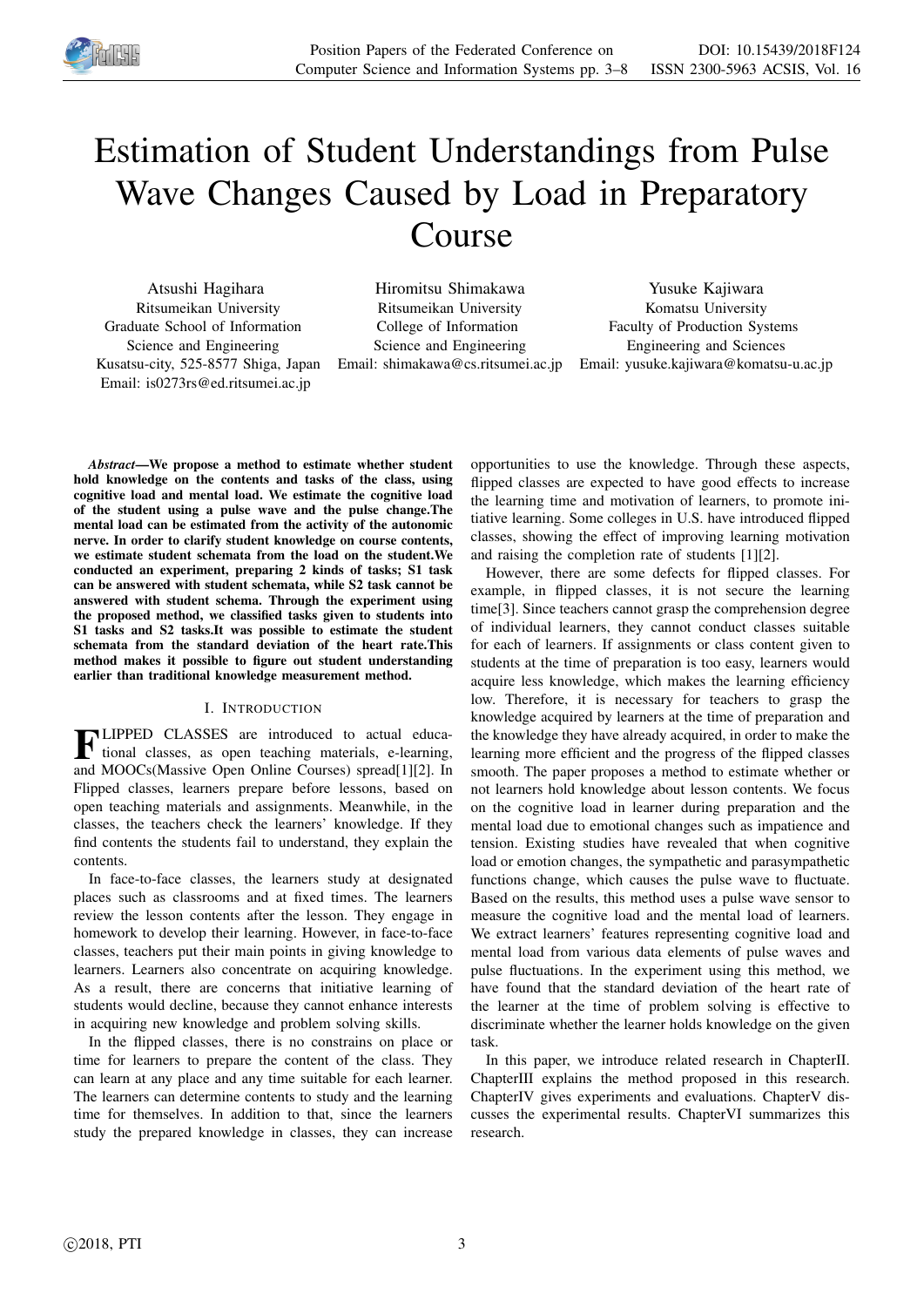# Estimation of Student Understandings from Pulse Wave Changes Caused by Load in Preparatory Course

Atsushi Hagihara
Ritsumeikan University
Graduate School of Information Science and Engineering
Kusatsu-city, 525-8577 Shiga, Japan
Email: is0273rs@ed.ritsumei.ac.jp

Hiromitsu Shimakawa
Ritsumeikan University
College of Information Science and Engineering
Email: shimakawa@cs.ritsumei.ac.jp

Yusuke Kajiwara
Komatsu University
Faculty of Production Systems Engineering and Sciences
Email: yusuke.kajiwara@komatsu-u.ac.jp

***Abstract*—We propose a method to estimate whether student hold knowledge on the contents and tasks of the class, using cognitive load and mental load. We estimate the cognitive load of the student using a pulse wave and the pulse change.The mental load can be estimated from the activity of the autonomic nerve. In order to clarify student knowledge on course contents, we estimate student schemata from the load on the student.We conducted an experiment, preparing 2 kinds of tasks; S1 task can be answered with student schemata, while S2 task cannot be answered with student schema. Through the experiment using the proposed method, we classified tasks given to students into S1 tasks and S2 tasks.It was possible to estimate the student schemata from the standard deviation of the heart rate.This method makes it possible to figure out student understanding earlier than traditional knowledge measurement method.**

## I. Introduction

FLIPPED CLASSES are introduced to actual educational classes, as open teaching materials, e-learning, and MOOCs(Massive Open Online Courses) spread[1][2]. In Flipped classes, learners prepare before lessons, based on open teaching materials and assignments. Meanwhile, in the classes, the teachers check the learners' knowledge. If they find contents the students fail to understand, they explain the contents.

In face-to-face classes, the learners study at designated places such as classrooms and at fixed times. The learners review the lesson contents after the lesson. They engage in homework to develop their learning. However, in face-to-face classes, teachers put their main points in giving knowledge to learners. Learners also concentrate on acquiring knowledge. As a result, there are concerns that initiative learning of students would decline, because they cannot enhance interests in acquiring new knowledge and problem solving skills.

In the flipped classes, there is no constrains on place or time for learners to prepare the content of the class. They can learn at any place and any time suitable for each learner. The learners can determine contents to study and the learning time for themselves. In addition to that, since the learners study the prepared knowledge in classes, they can increase opportunities to use the knowledge. Through these aspects, flipped classes are expected to have good effects to increase the learning time and motivation of learners, to promote initiative learning. Some colleges in U.S. have introduced flipped classes, showing the effect of improving learning motivation and raising the completion rate of students [1][2].

However, there are some defects for flipped classes. For example, in flipped classes, it is not secure the learning time[3]. Since teachers cannot grasp the comprehension degree of individual learners, they cannot conduct classes suitable for each of learners. If assignments or class content given to students at the time of preparation is too easy, learners would acquire less knowledge, which makes the learning efficiency low. Therefore, it is necessary for teachers to grasp the knowledge acquired by learners at the time of preparation and the knowledge they have already acquired, in order to make the learning more efficient and the progress of the flipped classes smooth. The paper proposes a method to estimate whether or not learners hold knowledge about lesson contents. We focus on the cognitive load in learner during preparation and the mental load due to emotional changes such as impatience and tension. Existing studies have revealed that when cognitive load or emotion changes, the sympathetic and parasympathetic functions change, which causes the pulse wave to fluctuate. Based on the results, this method uses a pulse wave sensor to measure the cognitive load and the mental load of learners. We extract learners' features representing cognitive load and mental load from various data elements of pulse waves and pulse fluctuations. In the experiment using this method, we have found that the standard deviation of the heart rate of the learner at the time of problem solving is effective to discriminate whether the learner holds knowledge on the given task.

In this paper, we introduce related research in ChapterII. ChapterIII explains the method proposed in this research. ChapterIV gives experiments and evaluations. ChapterV discusses the experimental results. ChapterVI summarizes this research.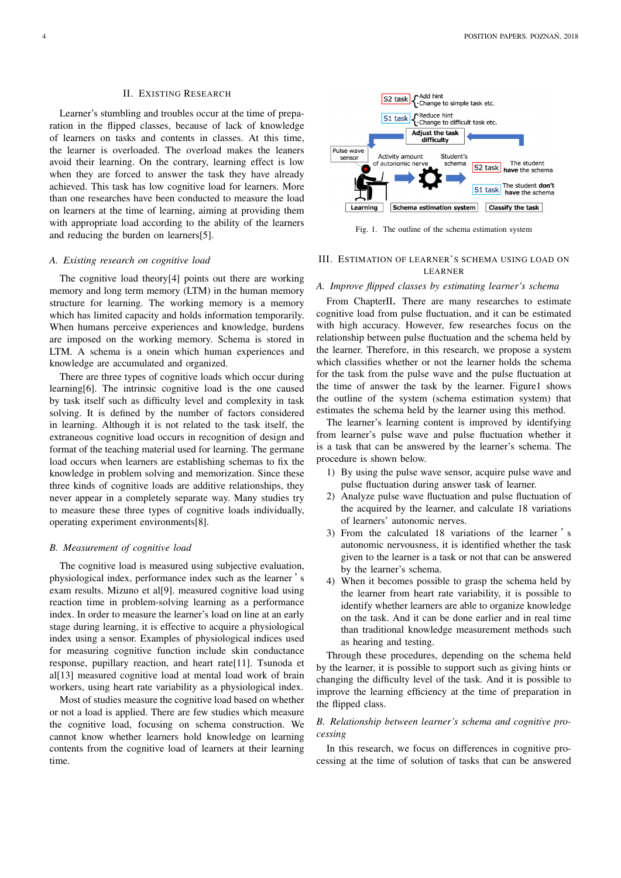## II. Existing Research

Learner's stumbling and troubles occur at the time of preparation in the flipped classes, because of lack of knowledge of learners on tasks and contents in classes. At this time, the learner is overloaded. The overload makes the leaners avoid their learning. On the contrary, learning effect is low when they are forced to answer the task they have already achieved. This task has low cognitive load for learners. More than one researches have been conducted to measure the load on learners at the time of learning, aiming at providing them with appropriate load according to the ability of the learners and reducing the burden on learners[5].

### A. Existing research on cognitive load

The cognitive load theory[4] points out there are working memory and long term memory (LTM) in the human memory structure for learning. The working memory is a memory which has limited capacity and holds information temporarily. When humans perceive experiences and knowledge, burdens are imposed on the working memory. Schema is stored in LTM. A schema is a onein which human experiences and knowledge are accumulated and organized.

There are three types of cognitive loads which occur during learning[6]. The intrinsic cognitive load is the one caused by task itself such as difficulty level and complexity in task solving. It is defined by the number of factors considered in learning. Although it is not related to the task itself, the extraneous cognitive load occurs in recognition of design and format of the teaching material used for learning. The germane load occurs when learners are establishing schemas to fix the knowledge in problem solving and memorization. Since these three kinds of cognitive loads are additive relationships, they never appear in a completely separate way. Many studies try to measure these three types of cognitive loads individually, operating experiment environments[8].

### B. Measurement of cognitive load

The cognitive load is measured using subjective evaluation, physiological index, performance index such as the learner's exam results. Mizuno et al[9]. measured cognitive load using reaction time in problem-solving learning as a performance index. In order to measure the learner's load on line at an early stage during learning, it is effective to acquire a physiological index using a sensor. Examples of physiological indices used for measuring cognitive function include skin conductance response, pupillary reaction, and heart rate[11]. Tsunoda et al[13] measured cognitive load at mental load work of brain workers, using heart rate variability as a physiological index.

Most of studies measure the cognitive load based on whether or not a load is applied. There are few studies which measure the cognitive load, focusing on schema construction. We cannot know whether learners hold knowledge on learning contents from the cognitive load of learners at their learning time.

Fig. 1. The outline of the schema estimation system

## III. Estimation of Learner's Schema Using Load on Learner

### A. Improve flipped classes by estimating learner's schema

From ChapterII, There are many researches to estimate cognitive load from pulse fluctuation, and it can be estimated with high accuracy. However, few researches focus on the relationship between pulse fluctuation and the schema held by the learner. Therefore, in this research, we propose a system which classifies whether or not the learner holds the schema for the task from the pulse wave and the pulse fluctuation at the time of answer the task by the learner. Figure1 shows the outline of the system (schema estimation system) that estimates the schema held by the learner using this method.

The learner's learning content is improved by identifying from learner's pulse wave and pulse fluctuation whether it is a task that can be answered by the learner's schema. The procedure is shown below.

1) By using the pulse wave sensor, acquire pulse wave and pulse fluctuation during answer task of learner.
2) Analyze pulse wave fluctuation and pulse fluctuation of the acquired by the learner, and calculate 18 variations of learners' autonomic nerves.
3) From the calculated 18 variations of the learner's autonomic nervousness, it is identified whether the task given to the learner is a task or not that can be answered by the learner's schema.
4) When it becomes possible to grasp the schema held by the learner from heart rate variability, it is possible to identify whether learners are able to organize knowledge on the task. And it can be done earlier and in real time than traditional knowledge measurement methods such as hearing and testing.

Through these procedures, depending on the schema held by the learner, it is possible to support such as giving hints or changing the difficulty level of the task. And it is possible to improve the learning efficiency at the time of preparation in the flipped class.

### B. Relationship between learner's schema and cognitive processing

In this research, we focus on differences in cognitive processing at the time of solution of tasks that can be answered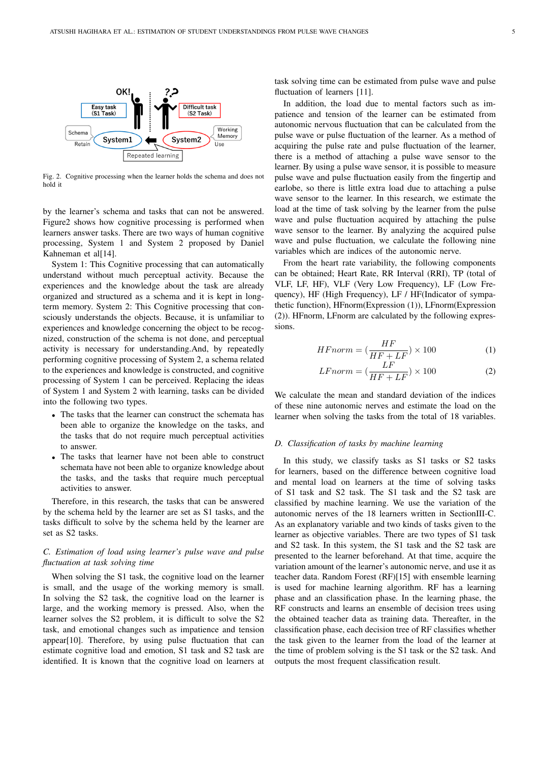Fig. 2. Cognitive processing when the learner holds the schema and does not hold it

by the learner's schema and tasks that can not be answered. Figure2 shows how cognitive processing is performed when learners answer tasks. There are two ways of human cognitive processing, System 1 and System 2 proposed by Daniel Kahneman et al[14].

System 1: This Cognitive processing that can automatically understand without much perceptual activity. Because the experiences and the knowledge about the task are already organized and structured as a schema and it is kept in long-term memory. System 2: This Cognitive processing that consciously understands the objects. Because, it is unfamiliar to experiences and knowledge concerning the object to be recognized, construction of the schema is not done, and perceptual activity is necessary for understanding.And, by repeatedly performing cognitive processing of System 2, a schema related to the experiences and knowledge is constructed, and cognitive processing of System 1 can be perceived. Replacing the ideas of System 1 and System 2 with learning, tasks can be divided into the following two types.

- The tasks that the learner can construct the schemata has been able to organize the knowledge on the tasks, and the tasks that do not require much perceptual activities to answer.
- The tasks that learner have not been able to construct schemata have not been able to organize knowledge about the tasks, and the tasks that require much perceptual activities to answer.

Therefore, in this research, the tasks that can be answered by the schema held by the learner are set as S1 tasks, and the tasks difficult to solve by the schema held by the learner are set as S2 tasks.

### *C. Estimation of load using learner's pulse wave and pulse fluctuation at task solving time*

When solving the S1 task, the cognitive load on the learner is small, and the usage of the working memory is small. In solving the S2 task, the cognitive load on the learner is large, and the working memory is pressed. Also, when the learner solves the S2 problem, it is difficult to solve the S2 task, and emotional changes such as impatience and tension appear[10]. Therefore, by using pulse fluctuation that can estimate cognitive load and emotion, S1 task and S2 task are identified. It is known that the cognitive load on learners at task solving time can be estimated from pulse wave and pulse fluctuation of learners [11].

In addition, the load due to mental factors such as impatience and tension of the learner can be estimated from autonomic nervous fluctuation that can be calculated from the pulse wave or pulse fluctuation of the learner. As a method of acquiring the pulse rate and pulse fluctuation of the learner, there is a method of attaching a pulse wave sensor to the learner. By using a pulse wave sensor, it is possible to measure pulse wave and pulse fluctuation easily from the fingertip and earlobe, so there is little extra load due to attaching a pulse wave sensor to the learner. In this research, we estimate the load at the time of task solving by the learner from the pulse wave and pulse fluctuation acquired by attaching the pulse wave sensor to the learner. By analyzing the acquired pulse wave and pulse fluctuation, we calculate the following nine variables which are indices of the autonomic nerve.

From the heart rate variability, the following components can be obtained; Heart Rate, RR Interval (RRI), TP (total of VLF, LF, HF), VLF (Very Low Frequency), LF (Low Frequency), HF (High Frequency), LF / HF(Indicator of sympathetic function), HFnorm(Expression (1)), LFnorm(Expression (2)). HFnorm, LFnorm are calculated by the following expressions.

$$HFnorm = (\frac{HF}{HF + LF}) \times 100 \quad (1)$$

$$LFnorm = (\frac{LF}{HF + LF}) \times 100 \quad (2)$$

We calculate the mean and standard deviation of the indices of these nine autonomic nerves and estimate the load on the learner when solving the tasks from the total of 18 variables.

### *D. Classification of tasks by machine learning*

In this study, we classify tasks as S1 tasks or S2 tasks for learners, based on the difference between cognitive load and mental load on learners at the time of solving tasks of S1 task and S2 task. The S1 task and the S2 task are classified by machine learning. We use the variation of the autonomic nerves of the 18 learners written in SectionIII-C. As an explanatory variable and two kinds of tasks given to the learner as objective variables. There are two types of S1 task and S2 task. In this system, the S1 task and the S2 task are presented to the learner beforehand. At that time, acquire the variation amount of the learner's autonomic nerve, and use it as teacher data. Random Forest (RF)[15] with ensemble learning is used for machine learning algorithm. RF has a learning phase and an classification phase. In the learning phase, the RF constructs and learns an ensemble of decision trees using the obtained teacher data as training data. Thereafter, in the classification phase, each decision tree of RF classifies whether the task given to the learner from the load of the learner at the time of problem solving is the S1 task or the S2 task. And outputs the most frequent classification result.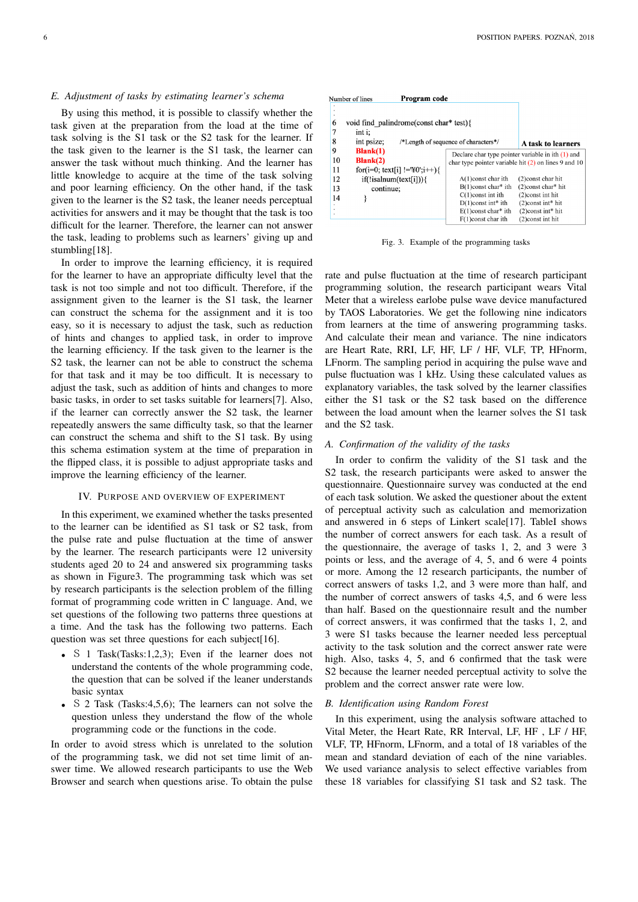### E. Adjustment of tasks by estimating learner's schema

By using this method, it is possible to classify whether the task given at the preparation from the load at the time of task solving is the S1 task or the S2 task for the learner. If the task given to the learner is the S1 task, the learner can answer the task without much thinking. And the learner has little knowledge to acquire at the time of the task solving and poor learning efficiency. On the other hand, if the task given to the learner is the S2 task, the leaner needs perceptual activities for answers and it may be thought that the task is too difficult for the learner. Therefore, the learner can not answer the task, leading to problems such as learners' giving up and stumbling[18].

In order to improve the learning efficiency, it is required for the learner to have an appropriate difficulty level that the task is not too simple and not too difficult. Therefore, if the assignment given to the learner is the S1 task, the learner can construct the schema for the assignment and it is too easy, so it is necessary to adjust the task, such as reduction of hints and changes to applied task, in order to improve the learning efficiency. If the task given to the learner is the S2 task, the learner can not be able to construct the schema for that task and it may be too difficult. It is necessary to adjust the task, such as addition of hints and changes to more basic tasks, in order to set tasks suitable for learners[7]. Also, if the learner can correctly answer the S2 task, the learner repeatedly answers the same difficulty task, so that the learner can construct the schema and shift to the S1 task. By using this schema estimation system at the time of preparation in the flipped class, it is possible to adjust appropriate tasks and improve the learning efficiency of the learner.

## IV. Purpose and Overview of Experiment

In this experiment, we examined whether the tasks presented to the learner can be identified as S1 task or S2 task, from the pulse rate and pulse fluctuation at the time of answer by the learner. The research participants were 12 university students aged 20 to 24 and answered six programming tasks as shown in Figure3. The programming task which was set by research participants is the selection problem of the filling format of programming code written in C language. And, we set questions of the following two patterns three questions at a time. And the task has the following two patterns. Each question was set three questions for each subject[16].

- S 1 Task(Tasks:1,2,3); Even if the learner does not understand the contents of the whole programming code, the question that can be solved if the leaner understands basic syntax
- S 2 Task (Tasks:4,5,6); The learners can not solve the question unless they understand the flow of the whole programming code or the functions in the code.

In order to avoid stress which is unrelated to the solution of the programming task, we did not set time limit of answer time. We allowed research participants to use the Web Browser and search when questions arise. To obtain the pulse rate and pulse fluctuation at the time of research participant programming solution, the research participant wears Vital Meter that a wireless earlobe pulse wave device manufactured by TAOS Laboratories. We get the following nine indicators from learners at the time of answering programming tasks. And calculate their mean and variance. The nine indicators are Heart Rate, RRI, LF, HF, LF / HF, VLF, TP, HFnorm, LFnorm. The sampling period in acquiring the pulse wave and pulse fluctuation was 1 kHz. Using these calculated values as explanatory variables, the task solved by the learner classifies either the S1 task or the S2 task based on the difference between the load amount when the learner solves the S1 task and the S2 task.

| Number of lines | Program code | |
|---|---|---|
| : | | |
| 6 | void find_palindrome(const char* test){ | |
| 7 | int i; | |
| 8 | int psize; /*Length of sequence of characters*/ | **A task to learners** |
| 9 | **Blank(1)** | Declare char type pointer variable in ith (1) and char type pointer variable hit (2) on lines 9 and 10 |
| 10 | **Blank(2)** | |
| 11 | for(i=0; text[i] !='¥0';i++){ | |
| 12 | if(!isalnum(text[i])){ | A(1)const char ith (2)const char hit |
| 13 | continue; | B(1)const char* ith (2)const char* hit |
| 14 | } | C(1)const int ith (2)const int hit |
| | | D(1)const int* ith (2)const int* hit |
| | | E(1)const char* ith (2)const int* hit |
| : | | F(1)const char ith (2)const int hit |

Fig. 3. Example of the programming tasks

### A. Confirmation of the validity of the tasks

In order to confirm the validity of the S1 task and the S2 task, the research participants were asked to answer the questionnaire. Questionnaire survey was conducted at the end of each task solution. We asked the questioner about the extent of perceptual activity such as calculation and memorization and answered in 6 steps of Linkert scale[17]. TableI shows the number of correct answers for each task. As a result of the questionnaire, the average of tasks 1, 2, and 3 were 3 points or less, and the average of 4, 5, and 6 were 4 points or more. Among the 12 research participants, the number of correct answers of tasks 1,2, and 3 were more than half, and the number of correct answers of tasks 4,5, and 6 were less than half. Based on the questionnaire result and the number of correct answers, it was confirmed that the tasks 1, 2, and 3 were S1 tasks because the learner needed less perceptual activity to the task solution and the correct answer rate were high. Also, tasks 4, 5, and 6 confirmed that the task were S2 because the learner needed perceptual activity to solve the problem and the correct answer rate were low.

### B. Identification using Random Forest

In this experiment, using the analysis software attached to Vital Meter, the Heart Rate, RR Interval, LF, HF , LF / HF, VLF, TP, HFnorm, LFnorm, and a total of 18 variables of the mean and standard deviation of each of the nine variables. We used variance analysis to select effective variables from these 18 variables for classifying S1 task and S2 task. The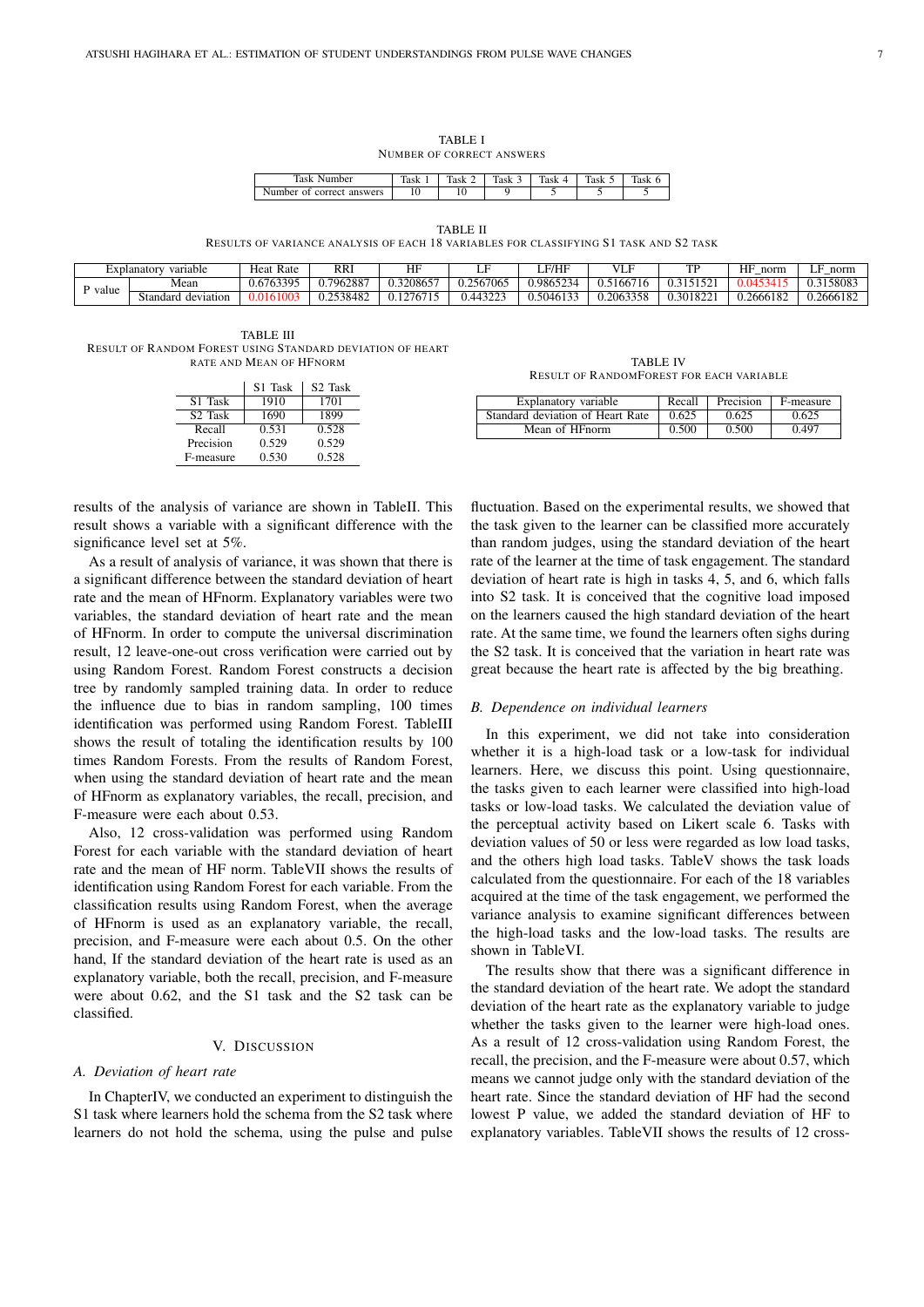TABLE I
NUMBER OF CORRECT ANSWERS

| Task Number | Task 1 | Task 2 | Task 3 | Task 4 | Task 5 | Task 6 |
|---|---|---|---|---|---|---|
| Number of correct answers | 10 | 10 | 9 | 5 | 5 | 5 |

TABLE II
RESULTS OF VARIANCE ANALYSIS OF EACH 18 VARIABLES FOR CLASSIFYING S1 TASK AND S2 TASK

| Explanatory variable | | Heat Rate | RRI | HF | LF | LF/HF | VLF | TP | HF_norm | LF_norm |
|---|---|---|---|---|---|---|---|---|---|---|
| P value | Mean | 0.6763395 | 0.7962887 | 0.3208657 | 0.2567065 | 0.9865234 | 0.5166716 | 0.3151521 | 0.0453415 | 0.3158083 |
| | Standard deviation | 0.0161003 | 0.2538482 | 0.1276715 | 0.443223 | 0.5046133 | 0.2063358 | 0.3018221 | 0.2666182 | 0.2666182 |

TABLE III
RESULT OF RANDOM FOREST USING STANDARD DEVIATION OF HEART RATE AND MEAN OF HFNORM

| | S1 Task | S2 Task |
|---|---|---|
| S1 Task | 1910 | 1701 |
| S2 Task | 1690 | 1899 |
| Recall | 0.531 | 0.528 |
| Precision | 0.529 | 0.529 |
| F-measure | 0.530 | 0.528 |

TABLE IV
RESULT OF RANDOMFOREST FOR EACH VARIABLE

| Explanatory variable | Recall | Precision | F-measure |
|---|---|---|---|
| Standard deviation of Heart Rate | 0.625 | 0.625 | 0.625 |
| Mean of HFnorm | 0.500 | 0.500 | 0.497 |

results of the analysis of variance are shown in TableII. This result shows a variable with a significant difference with the significance level set at 5%.

As a result of analysis of variance, it was shown that there is a significant difference between the standard deviation of heart rate and the mean of HFnorm. Explanatory variables were two variables, the standard deviation of heart rate and the mean of HFnorm. In order to compute the universal discrimination result, 12 leave-one-out cross verification were carried out by using Random Forest. Random Forest constructs a decision tree by randomly sampled training data. In order to reduce the influence due to bias in random sampling, 100 times identification was performed using Random Forest. TableIII shows the result of totaling the identification results by 100 times Random Forests. From the results of Random Forest, when using the standard deviation of heart rate and the mean of HFnorm as explanatory variables, the recall, precision, and F-measure were each about 0.53.

Also, 12 cross-validation was performed using Random Forest for each variable with the standard deviation of heart rate and the mean of HF norm. TableVII shows the results of identification using Random Forest for each variable. From the classification results using Random Forest, when the average of HFnorm is used as an explanatory variable, the recall, precision, and F-measure were each about 0.5. On the other hand, If the standard deviation of the heart rate is used as an explanatory variable, both the recall, precision, and F-measure were about 0.62, and the S1 task and the S2 task can be classified.

## V. DISCUSSION

### A. Deviation of heart rate

In ChapterIV, we conducted an experiment to distinguish the S1 task where learners hold the schema from the S2 task where learners do not hold the schema, using the pulse and pulse fluctuation. Based on the experimental results, we showed that the task given to the learner can be classified more accurately than random judges, using the standard deviation of the heart rate of the learner at the time of task engagement. The standard deviation of heart rate is high in tasks 4, 5, and 6, which falls into S2 task. It is conceived that the cognitive load imposed on the learners caused the high standard deviation of the heart rate. At the same time, we found the learners often sighs during the S2 task. It is conceived that the variation in heart rate was great because the heart rate is affected by the big breathing.

### B. Dependence on individual learners

In this experiment, we did not take into consideration whether it is a high-load task or a low-task for individual learners. Here, we discuss this point. Using questionnaire, the tasks given to each learner were classified into high-load tasks or low-load tasks. We calculated the deviation value of the perceptual activity based on Likert scale 6. Tasks with deviation values of 50 or less were regarded as low load tasks, and the others high load tasks. TableV shows the task loads calculated from the questionnaire. For each of the 18 variables acquired at the time of the task engagement, we performed the variance analysis to examine significant differences between the high-load tasks and the low-load tasks. The results are shown in TableVI.

The results show that there was a significant difference in the standard deviation of the heart rate. We adopt the standard deviation of the heart rate as the explanatory variable to judge whether the tasks given to the learner were high-load ones. As a result of 12 cross-validation using Random Forest, the recall, the precision, and the F-measure were about 0.57, which means we cannot judge only with the standard deviation of the heart rate. Since the standard deviation of HF had the second lowest P value, we added the standard deviation of HF to explanatory variables. TableVII shows the results of 12 cross-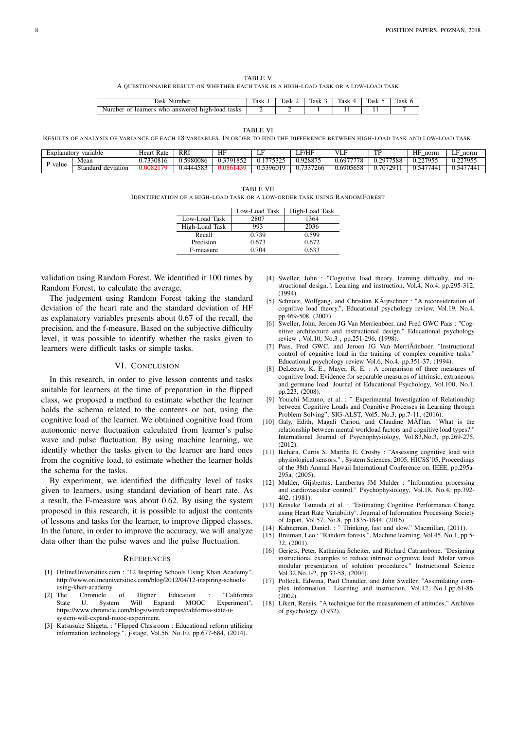TABLE V

A QUESTIONNAIRE RESULT ON WHETHER EACH TASK IS A HIGH-LOAD TASK OR A LOW-LOAD TASK

| Task Number | Task 1 | Task 2 | Task 3 | Task 4 | Task 5 | Task 6 |
|---|---|---|---|---|---|---|
| Number of learners who answered high-load tasks | 2 | 2 | 1 | 11 | 11 | 7 |

TABLE VI

RESULTS OF ANALYSIS OF VARIANCE OF EACH 18 VARIABLES. IN ORDER TO FIND THE DIFFERENCE BETWEEN HIGH-LOAD TASK AND LOW-LOAD TASK.

| Explanatory variable | | Heart Rate | RRI | HF | LF | LF/HF | VLF | TP | HF_norm | LF_norm |
|---|---|---|---|---|---|---|---|---|---|---|
| P value | Mean | 0.7330816 | 0.5980086 | 0.3791852 | 0.1775325 | 0.928875 | 0.6977778 | 0.2977588 | 0.227955 | 0.227955 |
| | Standard deviation | 0.0082179 | 0.4444583 | 0.0861439 | 0.5396019 | 0.7337266 | 0.6905658 | 0.7072911 | 0.5477441 | 0.5477441 |

TABLE VII

IDENTIFICATION OF A HIGH-LOAD TASK OR A LOW-ORDER TASK USING RANDOMFOREST

| | Low-Load Task | High-Load Task |
|---|---|---|
| Low-Load Task | 2807 | 1364 |
| High-Load Task | 993 | 2036 |
| Recall | 0.739 | 0.599 |
| Precision | 0.673 | 0.672 |
| F-measure | 0.704 | 0.633 |

validation using Random Forest. We identified it 100 times by Random Forest, to calculate the average.

The judgement using Random Forest taking the standard deviation of the heart rate and the standard deviation of HF as explanatory variables presents about 0.67 of the recall, the precision, and the f-measure. Based on the subjective difficulty level, it was possible to identify whether the tasks given to learners were difficult tasks or simple tasks.

## VI. CONCLUSION

In this research, in order to give lesson contents and tasks suitable for learners at the time of preparation in the flipped class, we proposed a method to estimate whether the learner holds the schema related to the contents or not, using the cognitive load of the learner. We obtained cognitive load from autonomic nerve fluctuation calculated from learner's pulse wave and pulse fluctuation. By using machine learning, we identify whether the tasks given to the learner are hard ones from the cognitive load, to estimate whether the learner holds the schema for the tasks.

By experiment, we identified the difficulty level of tasks given to learners, using standard deviation of heart rate. As a result, the F-measure was about 0.62. By using the system proposed in this research, it is possible to adjust the contents of lessons and tasks for the learner, to improve flipped classes. In the future, in order to improve the accuracy, we will analyze data other than the pulse waves and the pulse fluctuation.

## REFERENCES

[1] OnlineUniversities.com : "12 Inspiring Schools Using Khan Academy", http://www.onlineuniversities.com/blog/2012/04/12-inspiring-schools-using-khan-academy.

[2] The Chronicle of Higher Education : "California State U. System Will Expand MOOC Experiment", https://www.chronicle.com/blogs/wiredcampus/california-state-u-system-will-expand-mooc-experiment.

[3] Katsusuke Shigeta. : "Flipped Classroom : Educational reform utilizing information technology.", j-stage, Vol.56, No.10, pp.677-684, (2014).

[4] Sweller, John : "Cognitive load theory, learning difficulty, and instructional design.", Learning and instruction, Vol.4, No.4, pp.295-312, (1994).

[5] Schnotz, Wolfgang, and Christian KÃijrschner : "A reconsideration of cognitive load theory.", Educational psychology review, Vol.19, No.4, pp.469-508, (2007).

[6] Sweller, John, Jeroen JG Van Merrienboer, and Fred GWC Paas : "Cognitive architecture and instructional design." Educational psychology review , Vol.10, No.3 , pp.251-296, (1998).

[7] Paas, Fred GWC, and Jeroen JG Van MerriÃńnboer. "Instructional control of cognitive load in the training of complex cognitive tasks." Educational psychology review Vol.6, No.4, pp.351-37, (1994).

[8] DeLeeuw, K. E., Mayer, R. E. : A comparison of three measures of cognitive load: Evidence for separable measures of intrinsic, extraneous, and germane load. Journal of Educational Psychology, Vol.100, No.1, pp.223, (2008).

[9] Youichi Mizuno, et al. : " Experimental Investigation of Relationship between Cognitive Loads and Cognitive Processes in Learning through Problem Solving", SIG-ALST, Vol5, No.3, pp.7-11, (2016).

[10] Galy, Edith, Magali Cariou, and Claudine MÃl'lan. "What is the relationship between mental workload factors and cognitive load types?." International Journal of Psychophysiology, Vol.83,No.3, pp.269-275, (2012).

[11] Ikehara, Curtis S. Martha E. Crosby : "Assessing cognitive load with physiological sensors." , System Sciences, 2005, HICSS'05, Proceedings of the 38th Annual Hawaii International Conference on. IEEE, pp.295a-295a, (2005).

[12] Mulder, Gijsbertus, Lambertus JM Mulder : "Information processing and cardiovascular control." Psychophysiology, Vol.18, No.4, pp.392-402, (1981).

[13] Keisuke Tsunoda et al. : "Estimating Cognitive Performance Change using Heart Rate Variability". Journal of Information Processing Society of Japan, Vol.57, No.8, pp.1835-1844, (2016).

[14] Kahneman, Daniel. : " Thinking, fast and slow." Macmillan, (2011).

[15] Breiman, Leo : "Random forests.", Machine learning, Vol.45, No.1, pp.5-32, (2001).

[16] Gerjets, Peter, Katharina Scheiter, and Richard Catrambone. "Designing instructional examples to reduce intrinsic cognitive load: Molar versus modular presentation of solution procedures." Instructional Science Vol.32,No.1-2, pp.33-58, (2004).

[17] Pollock, Edwina, Paul Chandler, and John Sweller. "Assimilating complex information." Learning and instruction, Vol.12, No.1,pp.61-86, (2002).

[18] Likert, Rensis. "A technique for the measurement of attitudes." Archives of psychology, (1932).